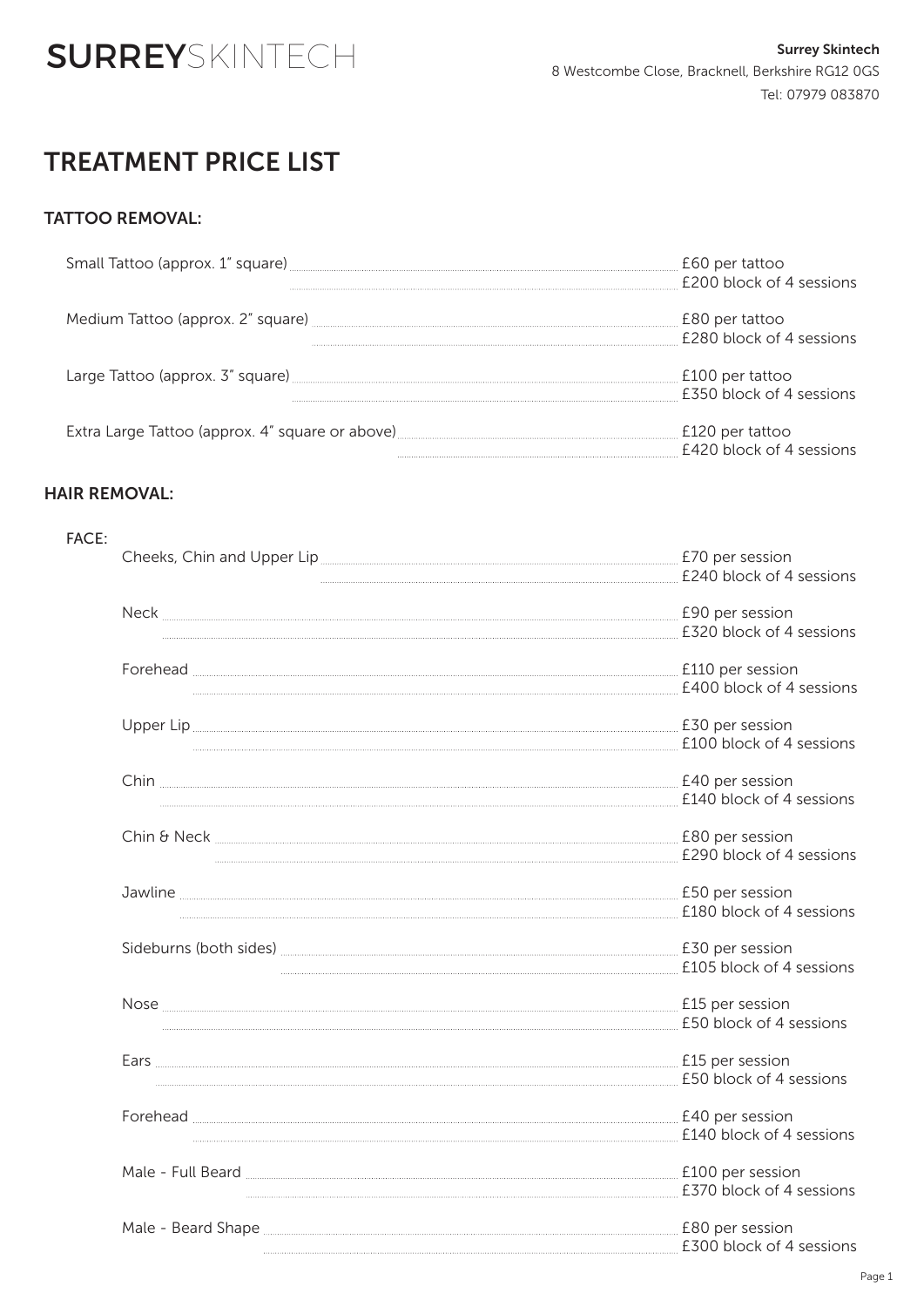# SURREYSKINTECH

**Surrey Skintech**
8 Westcombe Close, Bracknell, Berkshire RG12 0GS
Tel: 07979 083870

## TREATMENT PRICE LIST

### TATTOO REMOVAL:

| Treatment | Price |
|---|---|
| Small Tattoo (approx. 1" square) | £60 per tattoo<br>£200 block of 4 sessions |
| Medium Tattoo (approx. 2" square) | £80 per tattoo<br>£280 block of 4 sessions |
| Large Tattoo (approx. 3" square) | £100 per tattoo<br>£350 block of 4 sessions |
| Extra Large Tattoo (approx. 4" square or above) | £120 per tattoo<br>£420 block of 4 sessions |

### HAIR REMOVAL:

#### FACE:

| Treatment | Price |
|---|---|
| Cheeks, Chin and Upper Lip | £70 per session<br>£240 block of 4 sessions |
| Neck | £90 per session<br>£320 block of 4 sessions |
| Forehead | £110 per session<br>£400 block of 4 sessions |
| Upper Lip | £30 per session<br>£100 block of 4 sessions |
| Chin | £40 per session<br>£140 block of 4 sessions |
| Chin & Neck | £80 per session<br>£290 block of 4 sessions |
| Jawline | £50 per session<br>£180 block of 4 sessions |
| Sideburns (both sides) | £30 per session<br>£105 block of 4 sessions |
| Nose | £15 per session<br>£50 block of 4 sessions |
| Ears | £15 per session<br>£50 block of 4 sessions |
| Forehead | £40 per session<br>£140 block of 4 sessions |
| Male - Full Beard | £100 per session<br>£370 block of 4 sessions |
| Male - Beard Shape | £80 per session<br>£300 block of 4 sessions |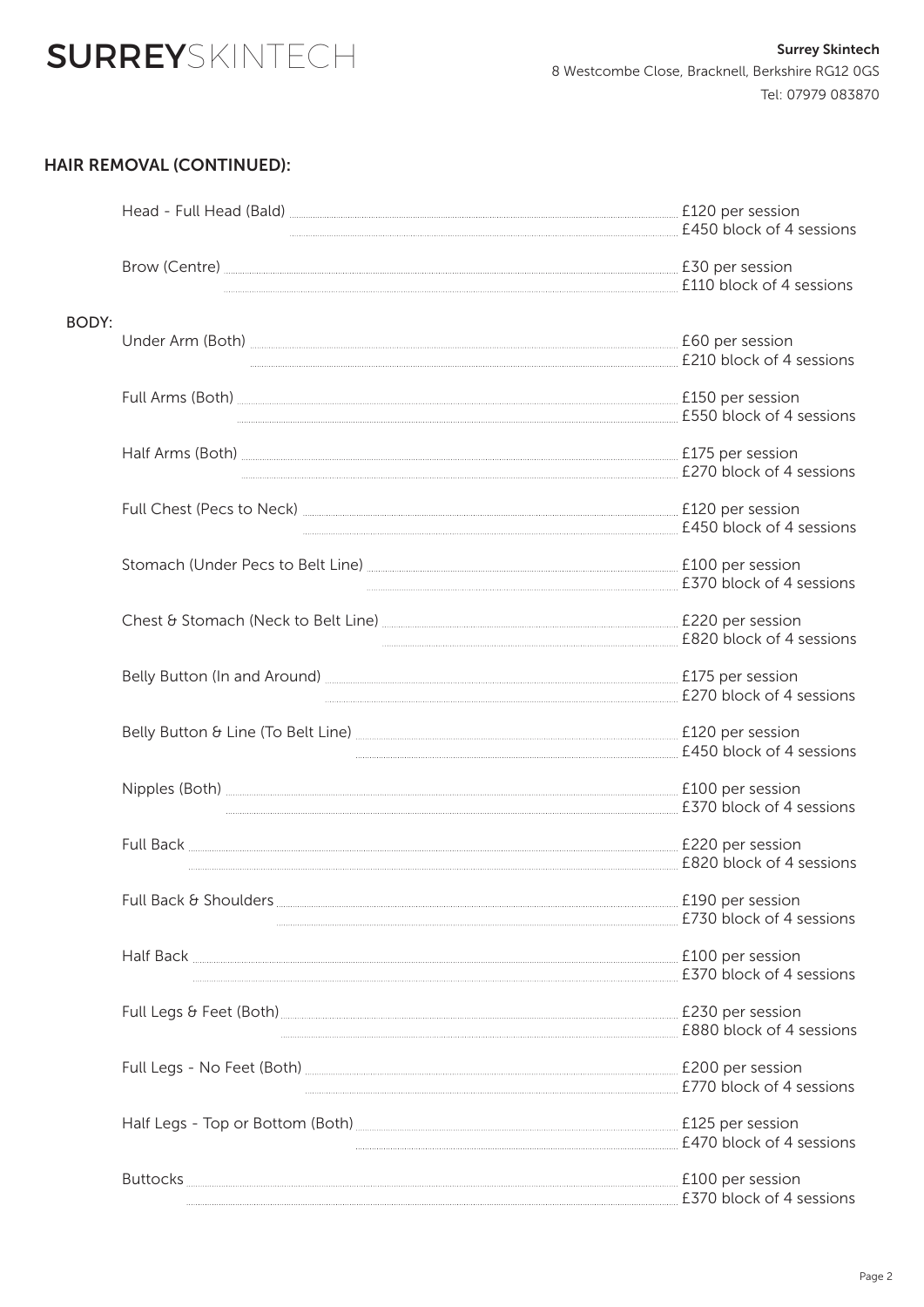# SURREYSKINTECH

**Surrey Skintech**
8 Westcombe Close, Bracknell, Berkshire RG12 0GS
Tel: 07979 083870

## HAIR REMOVAL (CONTINUED):

| Treatment | Price |
|---|---|
| Head - Full Head (Bald) | £120 per session<br>£450 block of 4 sessions |
| Brow (Centre) | £30 per session<br>£110 block of 4 sessions |

### BODY:

| Treatment | Price |
|---|---|
| Under Arm (Both) | £60 per session<br>£210 block of 4 sessions |
| Full Arms (Both) | £150 per session<br>£550 block of 4 sessions |
| Half Arms (Both) | £175 per session<br>£270 block of 4 sessions |
| Full Chest (Pecs to Neck) | £120 per session<br>£450 block of 4 sessions |
| Stomach (Under Pecs to Belt Line) | £100 per session<br>£370 block of 4 sessions |
| Chest & Stomach (Neck to Belt Line) | £220 per session<br>£820 block of 4 sessions |
| Belly Button (In and Around) | £175 per session<br>£270 block of 4 sessions |
| Belly Button & Line (To Belt Line) | £120 per session<br>£450 block of 4 sessions |
| Nipples (Both) | £100 per session<br>£370 block of 4 sessions |
| Full Back | £220 per session<br>£820 block of 4 sessions |
| Full Back & Shoulders | £190 per session<br>£730 block of 4 sessions |
| Half Back | £100 per session<br>£370 block of 4 sessions |
| Full Legs & Feet (Both) | £230 per session<br>£880 block of 4 sessions |
| Full Legs - No Feet (Both) | £200 per session<br>£770 block of 4 sessions |
| Half Legs - Top or Bottom (Both) | £125 per session<br>£470 block of 4 sessions |
| Buttocks | £100 per session<br>£370 block of 4 sessions |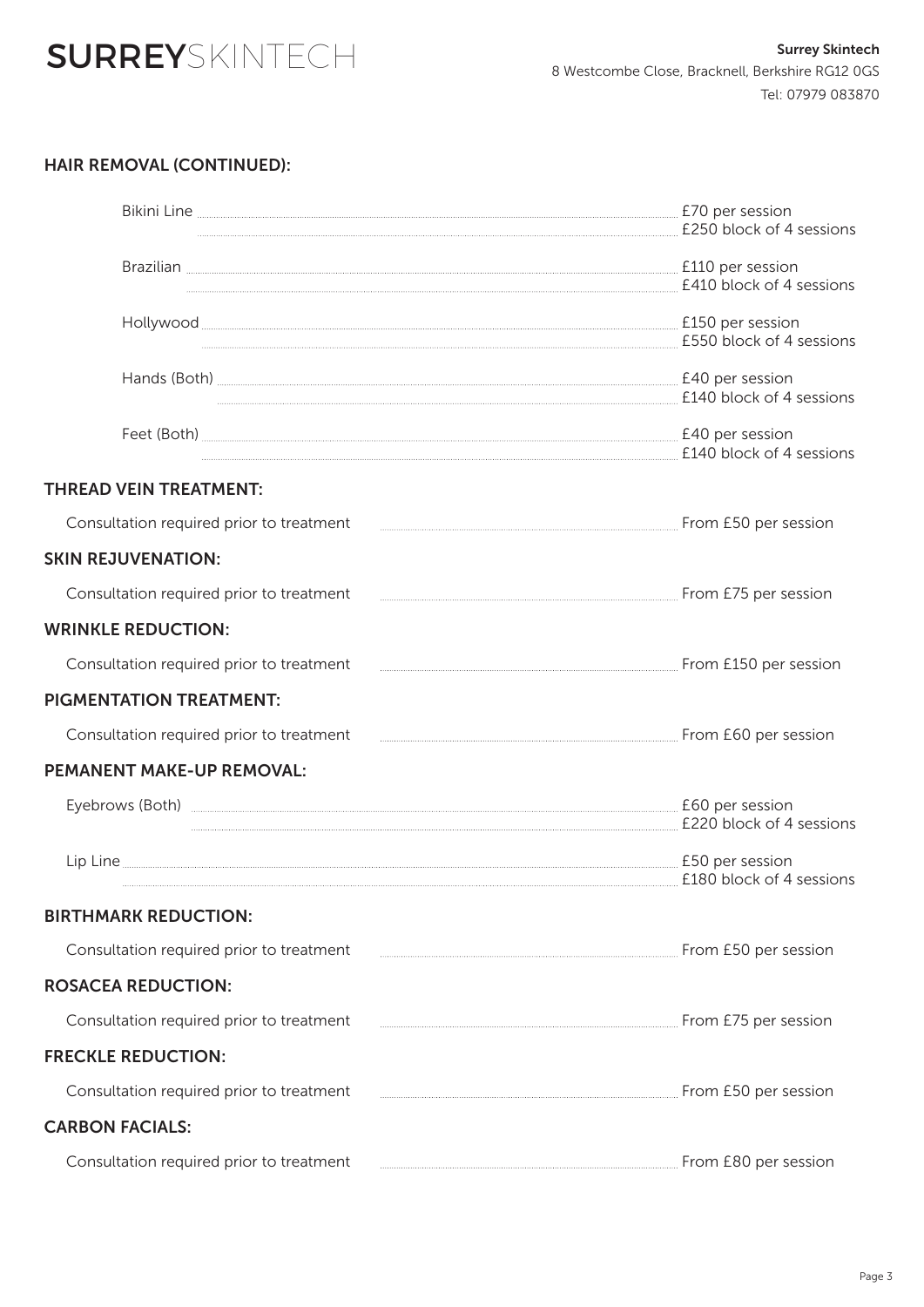# SURREYSKINTECH

**Surrey Skintech**
8 Westcombe Close, Bracknell, Berkshire RG12 0GS
Tel: 07979 083870

## HAIR REMOVAL (CONTINUED):

| | |
|---|---|
| Bikini Line | £70 per session<br>£250 block of 4 sessions |
| Brazilian | £110 per session<br>£410 block of 4 sessions |
| Hollywood | £150 per session<br>£550 block of 4 sessions |
| Hands (Both) | £40 per session<br>£140 block of 4 sessions |
| Feet (Both) | £40 per session<br>£140 block of 4 sessions |

## THREAD VEIN TREATMENT:

Consultation required prior to treatment ... From £50 per session

## SKIN REJUVENATION:

Consultation required prior to treatment ... From £75 per session

## WRINKLE REDUCTION:

Consultation required prior to treatment ... From £150 per session

## PIGMENTATION TREATMENT:

Consultation required prior to treatment ... From £60 per session

## PEMANENT MAKE-UP REMOVAL:

| | |
|---|---|
| Eyebrows (Both) | £60 per session<br>£220 block of 4 sessions |
| Lip Line | £50 per session<br>£180 block of 4 sessions |

## BIRTHMARK REDUCTION:

Consultation required prior to treatment ... From £50 per session

## ROSACEA REDUCTION:

Consultation required prior to treatment ... From £75 per session

## FRECKLE REDUCTION:

Consultation required prior to treatment ... From £50 per session

## CARBON FACIALS:

Consultation required prior to treatment ... From £80 per session